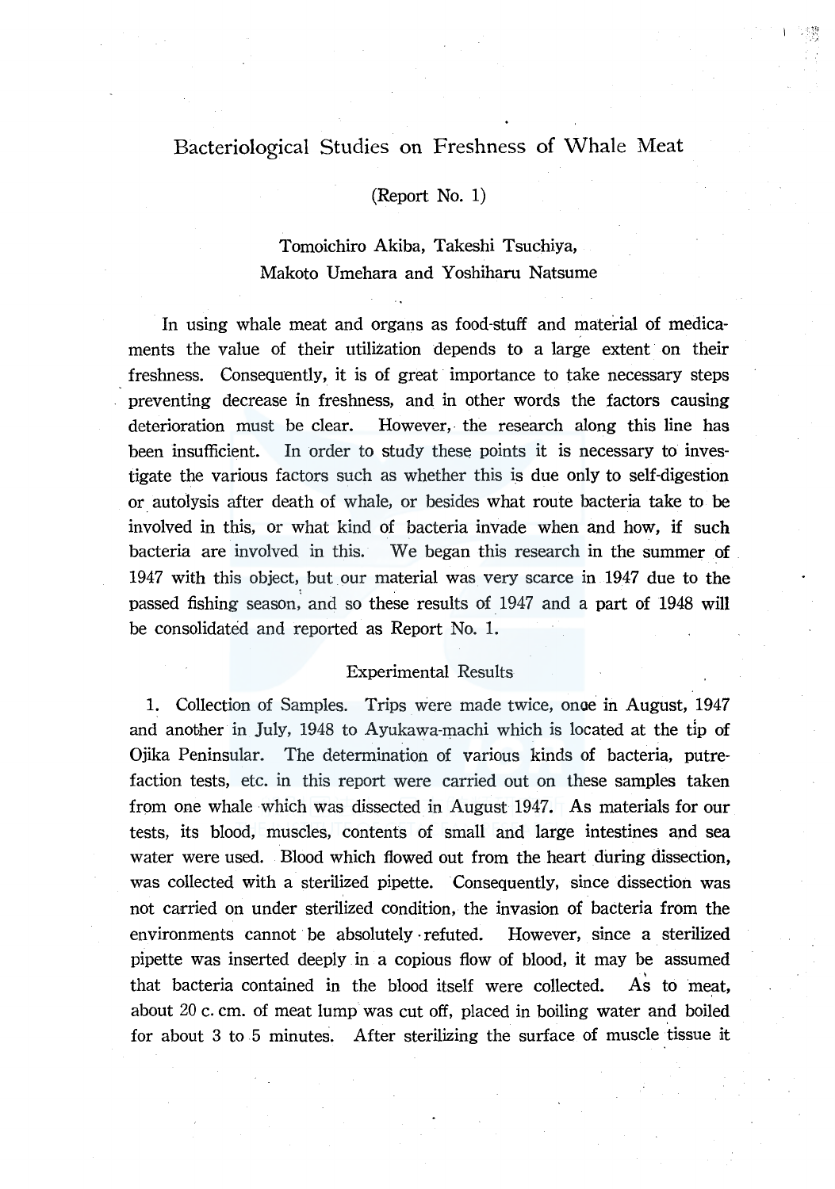# Bacteriological Studies on Freshness of Whale Meat

(Report No. 1)

Tomoichiro Akiba, Takeshi Tsuchiya,
Makoto Umehara and Yoshiharu Natsume

In using whale meat and organs as food-stuff and material of medicaments the value of their utilization depends to a large extent on their freshness. Consequently, it is of great importance to take necessary steps preventing decrease in freshness, and in other words the factors causing deterioration must be clear. However, the research along this line has been insufficient. In order to study these points it is necessary to investigate the various factors such as whether this is due only to self-digestion or autolysis after death of whale, or besides what route bacteria take to be involved in this, or what kind of bacteria invade when and how, if such bacteria are involved in this. We began this research in the summer of 1947 with this object, but our material was very scarce in 1947 due to the passed fishing season, and so these results of 1947 and a part of 1948 will be consolidated and reported as Report No. 1.

## Experimental Results

1. Collection of Samples. Trips were made twice, onoe in August, 1947 and another in July, 1948 to Ayukawa-machi which is located at the tip of Ojika Peninsular. The determination of various kinds of bacteria, putrefaction tests, etc. in this report were carried out on these samples taken from one whale which was dissected in August 1947. As materials for our tests, its blood, muscles, contents of small and large intestines and sea water were used. Blood which flowed out from the heart during dissection, was collected with a sterilized pipette. Consequently, since dissection was not carried on under sterilized condition, the invasion of bacteria from the environments cannot be absolutely refuted. However, since a sterilized pipette was inserted deeply in a copious flow of blood, it may be assumed that bacteria contained in the blood itself were collected. As to meat, about 20 c. cm. of meat lump was cut off, placed in boiling water and boiled for about 3 to 5 minutes. After sterilizing the surface of muscle tissue it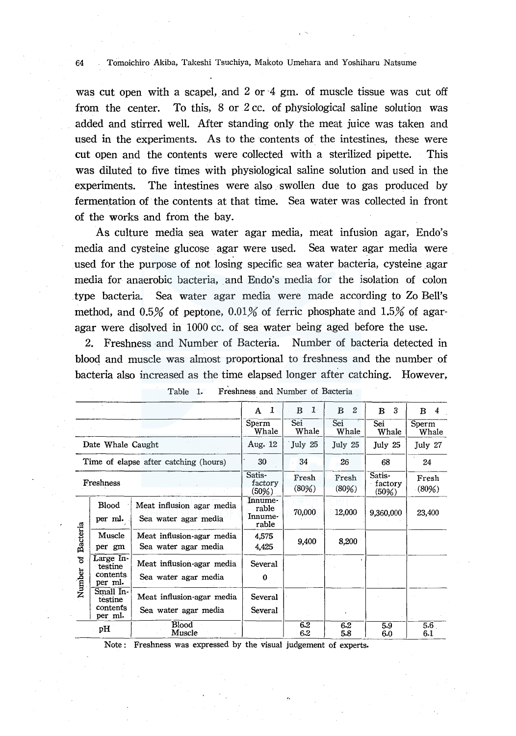was cut open with a scapel, and 2 or 4 gm. of muscle tissue was cut off from the center. To this, 8 or 2 cc. of physiological saline solution was added and stirred well. After standing only the meat juice was taken and used in the experiments. As to the contents of the intestines, these were cut open and the contents were collected with a sterilized pipette. This was diluted to five times with physiological saline solution and used in the experiments. The intestines were also swollen due to gas produced by fermentation of the contents at that time. Sea water was collected in front of the works and from the bay.

As culture media sea water agar media, meat infusion agar, Endo's media and cysteine glucose agar were used. Sea water agar media were used for the purpose of not losing specific sea water bacteria, cysteine agar media for anaerobic bacteria, and Endo's media for the isolation of colon type bacteria. Sea water agar media were made according to Zo Bell's method, and 0.5% of peptone, 0.01% of ferric phosphate and 1.5% of agar-agar were disolved in 1000 cc. of sea water being aged before the use.

2. Freshness and Number of Bacteria. Number of bacteria detected in blood and muscle was almost proportional to freshness and the number of bacteria also increased as the time elapsed longer after catching. However,

Table 1. Freshness and Number of Bacteria

| | | | A 1 | B 1 | B 2 | B 3 | B 4 |
|---|---|---|---|---|---|---|---|
| | | | Sperm Whale | Sei Whale | Sei Whale | Sei Whale | Sperm Whale |
| Date Whale Caught | | | Aug. 12 | July 25 | July 25 | July 25 | July 27 |
| Time of elapse after catching (hours) | | | 30 | 34 | 26 | 68 | 24 |
| Freshness | | | Satisfactory (50%) | Fresh (80%) | Fresh (80%) | Satisfactory (50%) | Fresh (80%) |
| Number of Bacteria | Blood per ml. | Meat influsion agar media | Innumerable | 70,000 | 12,000 | 9,360,000 | 23,400 |
| | | Sea water agar media | Innumerable | | | | |
| | Muscle per gm | Meat influsion-agar media | 4,575 | 9,400 | 8,200 | | |
| | | Sea water agar media | 4,425 | | | | |
| | Large Intestine contents per ml. | Meat influsion-agar media | Several | | | | |
| | | Sea water agar media | 0 | | | | |
| | Small Intestine contents per ml. | Meat influsion-agar media | Several | | | | |
| | | Sea water agar media | Several | | | | |
| pH | | Blood | | 6.2 | 6.2 | 5.9 | 5.6 |
| | | Muscle | | 6.2 | 5.8 | 6.0 | 6.1 |

Note: Freshness was expressed by the visual judgement of experts.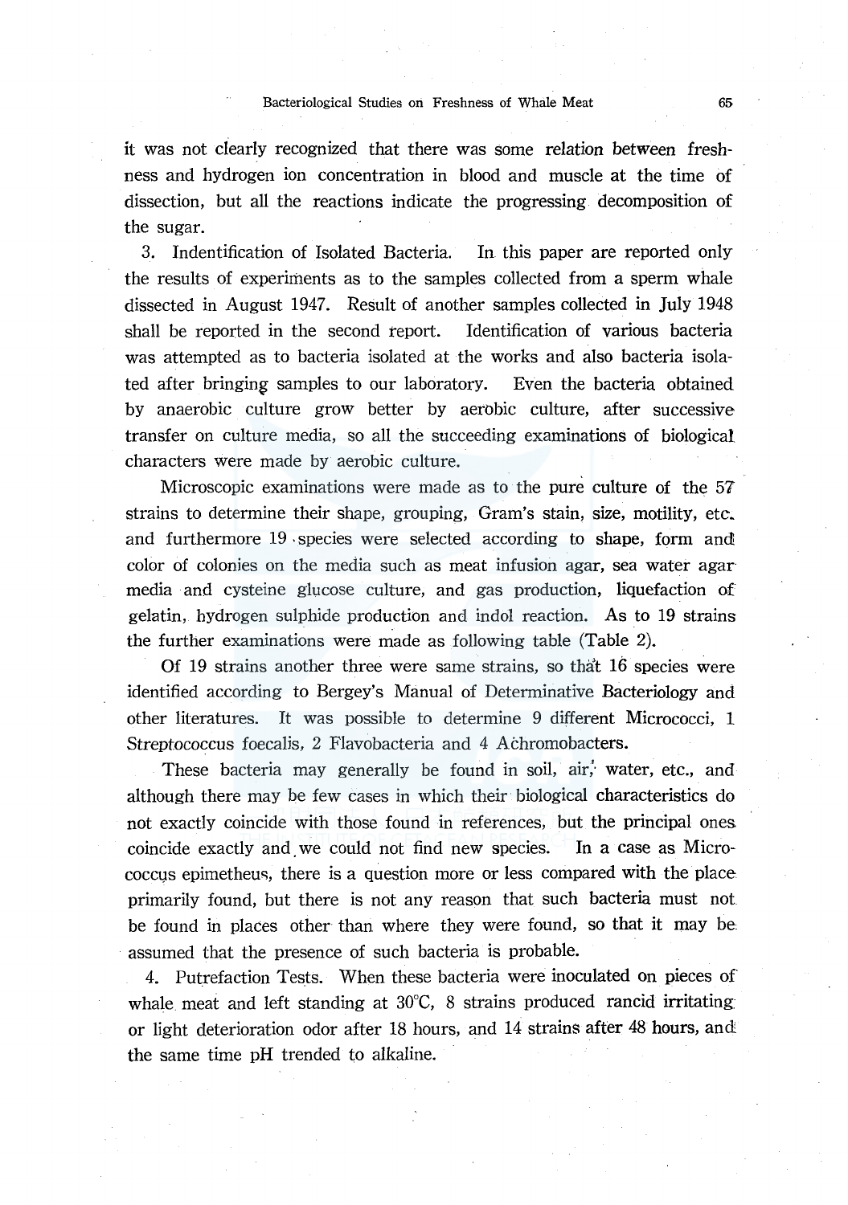it was not clearly recognized that there was some relation between freshness and hydrogen ion concentration in blood and muscle at the time of dissection, but all the reactions indicate the progressing decomposition of the sugar.

3. Indentification of Isolated Bacteria. In this paper are reported only the results of experiments as to the samples collected from a sperm whale dissected in August 1947. Result of another samples collected in July 1948 shall be reported in the second report. Identification of various bacteria was attempted as to bacteria isolated at the works and also bacteria isolated after bringing samples to our laboratory. Even the bacteria obtained by anaerobic culture grow better by aerobic culture, after successive transfer on culture media, so all the succeeding examinations of biological characters were made by aerobic culture.

Microscopic examinations were made as to the pure culture of the 57 strains to determine their shape, grouping, Gram's stain, size, motility, etc. and furthermore 19 species were selected according to shape, form and color of colonies on the media such as meat infusion agar, sea water agar media and cysteine glucose culture, and gas production, liquefaction of gelatin, hydrogen sulphide production and indol reaction. As to 19 strains the further examinations were made as following table (Table 2).

Of 19 strains another three were same strains, so that 16 species were identified according to Bergey's Manual of Determinative Bacteriology and other literatures. It was possible to determine 9 different Micrococci, 1 Streptococcus foecalis, 2 Flavobacteria and 4 Achromobacters.

These bacteria may generally be found in soil, air, water, etc., and although there may be few cases in which their biological characteristics do not exactly coincide with those found in references, but the principal ones coincide exactly and we could not find new species. In a case as Micrococcus epimetheus, there is a question more or less compared with the place primarily found, but there is not any reason that such bacteria must not be found in places other than where they were found, so that it may be assumed that the presence of such bacteria is probable.

4. Putrefaction Tests. When these bacteria were inoculated on pieces of whale meat and left standing at 30°C, 8 strains produced rancid irritating or light deterioration odor after 18 hours, and 14 strains after 48 hours, and the same time pH trended to alkaline.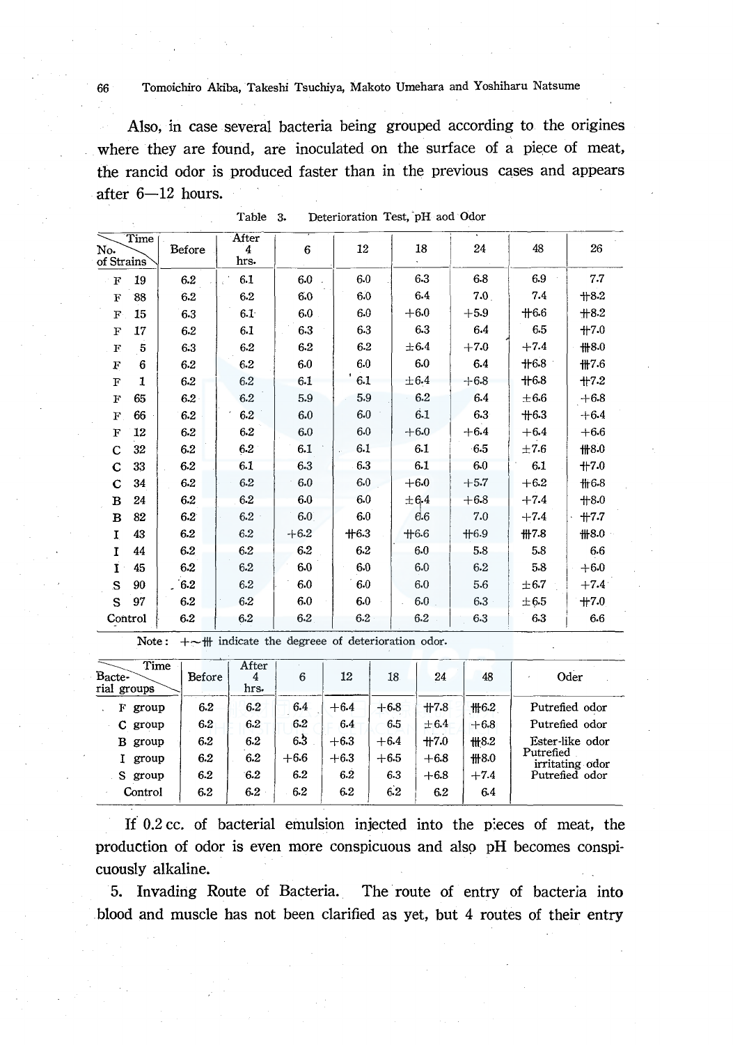Also, in case several bacteria being grouped according to the origines where they are found, are inoculated on the surface of a piece of meat, the rancid odor is produced faster than in the previous cases and appears after 6—12 hours.

Table 3. Deterioration Test, pH aod Odor

| No. of Strains \ Time | Before | After 4 hrs. | 6 | 12 | 18 | 24 | 48 | 26 |
|---|---|---|---|---|---|---|---|---|
| F 19 | 6.2 | 6.1 | 6.0 | 6.0 | 6.3 | 6.8 | 6.9 | 7.7 |
| F 88 | 6.2 | 6.2 | 6.0 | 6.0 | 6.4 | 7.0 | 7.4 | ++8.2 |
| F 15 | 6.3 | 6.1 | 6.0 | 6.0 | +6.0 | +5.9 | ++6.6 | ++8.2 |
| F 17 | 6.2 | 6.1 | 6.3 | 6.3 | 6.3 | 6.4 | 6.5 | ++7.0 |
| F 5 | 6.3 | 6.2 | 6.2 | 6.2 | ±6.4 | +7.0 | +7.4 | +++8.0 |
| F 6 | 6.2 | 6.2 | 6.0 | 6.0 | 6.0 | 6.4 | ++6.8 | +++7.6 |
| F 1 | 6.2 | 6.2 | 6.1 | 6.1 | ±6.4 | +6.8 | ++6.8 | ++7.2 |
| F 65 | 6.2 | 6.2 | 5.9 | 5.9 | 6.2 | 6.4 | ±6.6 | +6.8 |
| F 66 | 6.2 | 6.2 | 6.0 | 6.0 | 6.1 | 6.3 | ++6.3 | +6.4 |
| F 12 | 6.2 | 6.2 | 6.0 | 6.0 | +6.0 | +6.4 | +6.4 | +6.6 |
| C 32 | 6.2 | 6.2 | 6.1 | 6.1 | 6.1 | 6.5 | ±7.6 | +++8.0 |
| C 33 | 6.2 | 6.1 | 6.3 | 6.3 | 6.1 | 6.0 | 6.1 | ++7.0 |
| C 34 | 6.2 | 6.2 | 6.0 | 6.0 | +6.0 | +5.7 | +6.2 | ++6.8 |
| B 24 | 6.2 | 6.2 | 6.0 | 6.0 | ±6.4 | +6.8 | +7.4 | ++8.0 |
| B 82 | 6.2 | 6.2 | 6.0 | 6.0 | 6.6 | 7.0 | +7.4 | ++7.7 |
| I 43 | 6.2 | 6.2 | +6.2 | ++6.3 | ++6.6 | ++6.9 | +++7.8 | +++8.0 |
| I 44 | 6.2 | 6.2 | 6.2 | 6.2 | 6.0 | 5.8 | 5.8 | 6.6 |
| I 45 | 6.2 | 6.2 | 6.0 | 6.0 | 6.0 | 6.0 | 6.2 | 5.8 | 
| S 90 | 6.2 | 6.2 | 6.0 | 6.0 | 6.0 | 5.6 | ±6.7 | +7.4 |
| S 97 | 6.2 | 6.2 | 6.0 | 6.0 | 6.0 | 6.3 | ±6.5 | ++7.0 |
| Control | 6.2 | 6.2 | 6.2 | 6.2 | 6.2 | 6.3 | 6.3 | 6.6 |

Note: +～+++ indicate the degreee of deterioration odor.

| Bacterial groups \ Time | Before | After 4 hrs. | 6 | 12 | 18 | 24 | 48 | Oder |
|---|---|---|---|---|---|---|---|---|
| F group | 6.2 | 6.2 | 6.4 | +6.4 | +6.8 | ++7.8 | +++6.2 | Putrefied odor |
| C group | 6.2 | 6.2 | 6.2 | 6.4 | 6.5 | ±6.4 | +6.8 | Putrefied odor |
| B group | 6.2 | 6.2 | 6.3 | +6.3 | +6.4 | ++7.0 | +++8.2 | Ester-like odor |
| I group | 6.2 | 6.2 | +6.6 | +6.3 | +6.5 | +6.8 | +++8.0 | Putrefied irritating odor |
| S group | 6.2 | 6.2 | 6.2 | 6.2 | 6.3 | +6.8 | +7.4 | Putrefied odor |
| Control | 6.2 | 6.2 | 6.2 | 6.2 | 6.2 | 6.2 | 6.4 | |

If 0.2 cc. of bacterial emulsion injected into the pieces of meat, the production of odor is even more conspicuous and also pH becomes conspicuously alkaline.

5. Invading Route of Bacteria. The route of entry of bacteria into blood and muscle has not been clarified as yet, but 4 routes of their entry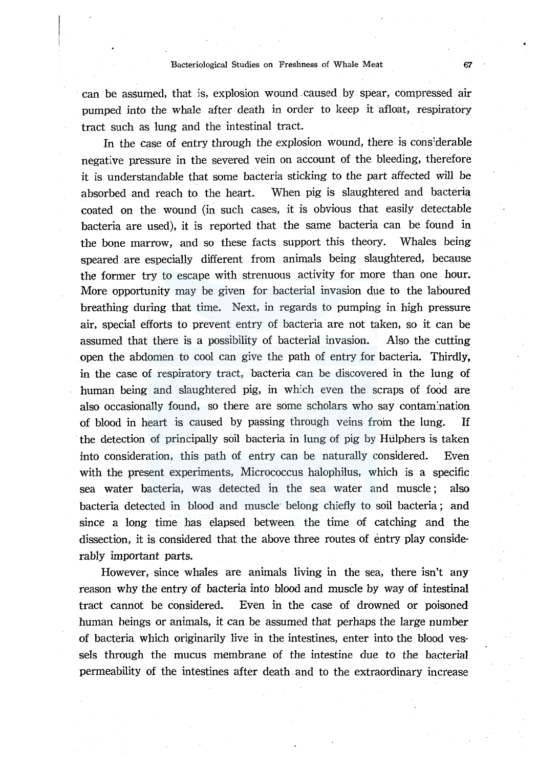can be assumed, that is, explosion wound caused by spear, compressed air pumped into the whale after death in order to keep it afloat, respiratory tract such as lung and the intestinal tract.

In the case of entry through the explosion wound, there is considerable negative pressure in the severed vein on account of the bleeding, therefore it is understandable that some bacteria sticking to the part affected will be absorbed and reach to the heart. When pig is slaughtered and bacteria coated on the wound (in such cases, it is obvious that easily detectable bacteria are used), it is reported that the same bacteria can be found in the bone marrow, and so these facts support this theory. Whales being speared are especially different from animals being slaughtered, because the former try to escape with strenuous activity for more than one hour. More opportunity may be given for bacterial invasion due to the laboured breathing during that time. Next, in regards to pumping in high pressure air, special efforts to prevent entry of bacteria are not taken, so it can be assumed that there is a possibility of bacterial invasion. Also the cutting open the abdomen to cool can give the path of entry for bacteria. Thirdly, in the case of respiratory tract, bacteria can be discovered in the lung of human being and slaughtered pig, in which even the scraps of food are also occasionally found, so there are some scholars who say contamination of blood in heart is caused by passing through veins from the lung. If the detection of principally soil bacteria in lung of pig by Hülphers is taken into consideration, this path of entry can be naturally considered. Even with the present experiments, Micrococcus halophilus, which is a specific sea water bacteria, was detected in the sea water and muscle; also bacteria detected in blood and muscle belong chiefly to soil bacteria; and since a long time has elapsed between the time of catching and the dissection, it is considered that the above three routes of entry play considerably important parts.

However, since whales are animals living in the sea, there isn't any reason why the entry of bacteria into blood and muscle by way of intestinal tract cannot be considered. Even in the case of drowned or poisoned human beings or animals, it can be assumed that perhaps the large number of bacteria which originarily live in the intestines, enter into the blood vessels through the mucus membrane of the intestine due to the bacterial permeability of the intestines after death and to the extraordinary increase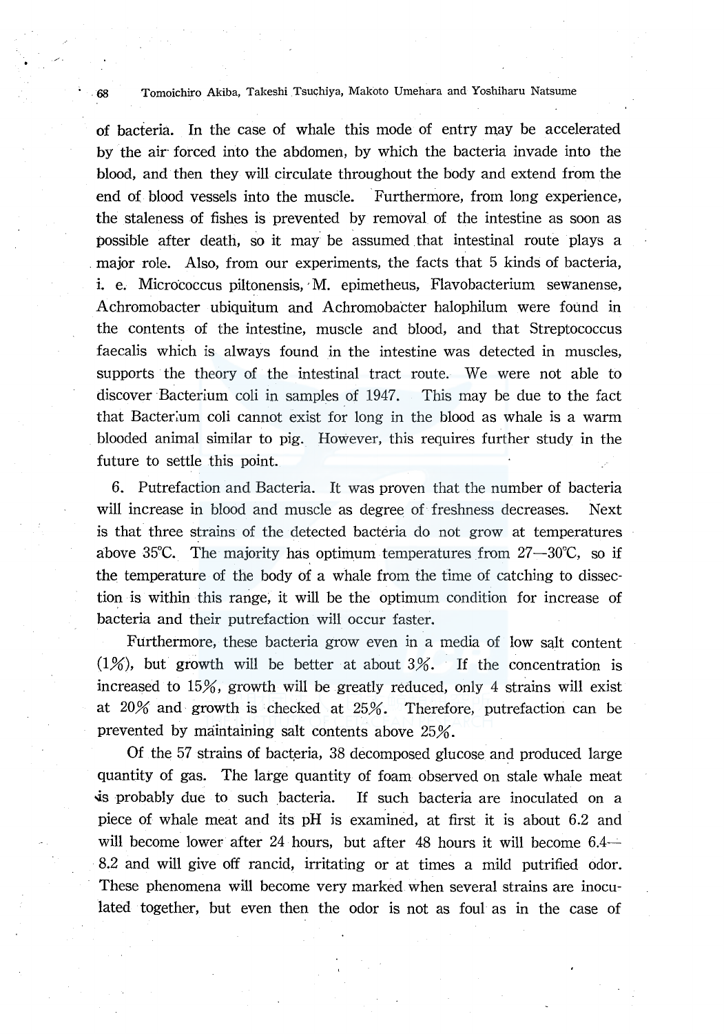of bacteria. In the case of whale this mode of entry may be accelerated by the air forced into the abdomen, by which the bacteria invade into the blood, and then they will circulate throughout the body and extend from the end of blood vessels into the muscle. Furthermore, from long experience, the staleness of fishes is prevented by removal of the intestine as soon as possible after death, so it may be assumed that intestinal route plays a major role. Also, from our experiments, the facts that 5 kinds of bacteria, i. e. Micrococcus piltonensis, M. epimetheus, Flavobacterium sewanense, Achromobacter ubiquitum and Achromobacter halophilum were found in the contents of the intestine, muscle and blood, and that Streptococcus faecalis which is always found in the intestine was detected in muscles, supports the theory of the intestinal tract route. We were not able to discover Bacterium coli in samples of 1947. This may be due to the fact that Bacterium coli cannot exist for long in the blood as whale is a warm blooded animal similar to pig. However, this requires further study in the future to settle this point.

6. Putrefaction and Bacteria. It was proven that the number of bacteria will increase in blood and muscle as degree of freshness decreases. Next is that three strains of the detected bacteria do not grow at temperatures above 35°C. The majority has optimum temperatures from 27—30°C, so if the temperature of the body of a whale from the time of catching to dissection is within this range, it will be the optimum condition for increase of bacteria and their putrefaction will occur faster.

Furthermore, these bacteria grow even in a media of low salt content (1%), but growth will be better at about 3%. If the concentration is increased to 15%, growth will be greatly reduced, only 4 strains will exist at 20% and growth is checked at 25%. Therefore, putrefaction can be prevented by maintaining salt contents above 25%.

Of the 57 strains of bacteria, 38 decomposed glucose and produced large quantity of gas. The large quantity of foam observed on stale whale meat is probably due to such bacteria. If such bacteria are inoculated on a piece of whale meat and its pH is examined, at first it is about 6.2 and will become lower after 24 hours, but after 48 hours it will become 6.4—8.2 and will give off rancid, irritating or at times a mild putrified odor. These phenomena will become very marked when several strains are inoculated together, but even then the odor is not as foul as in the case of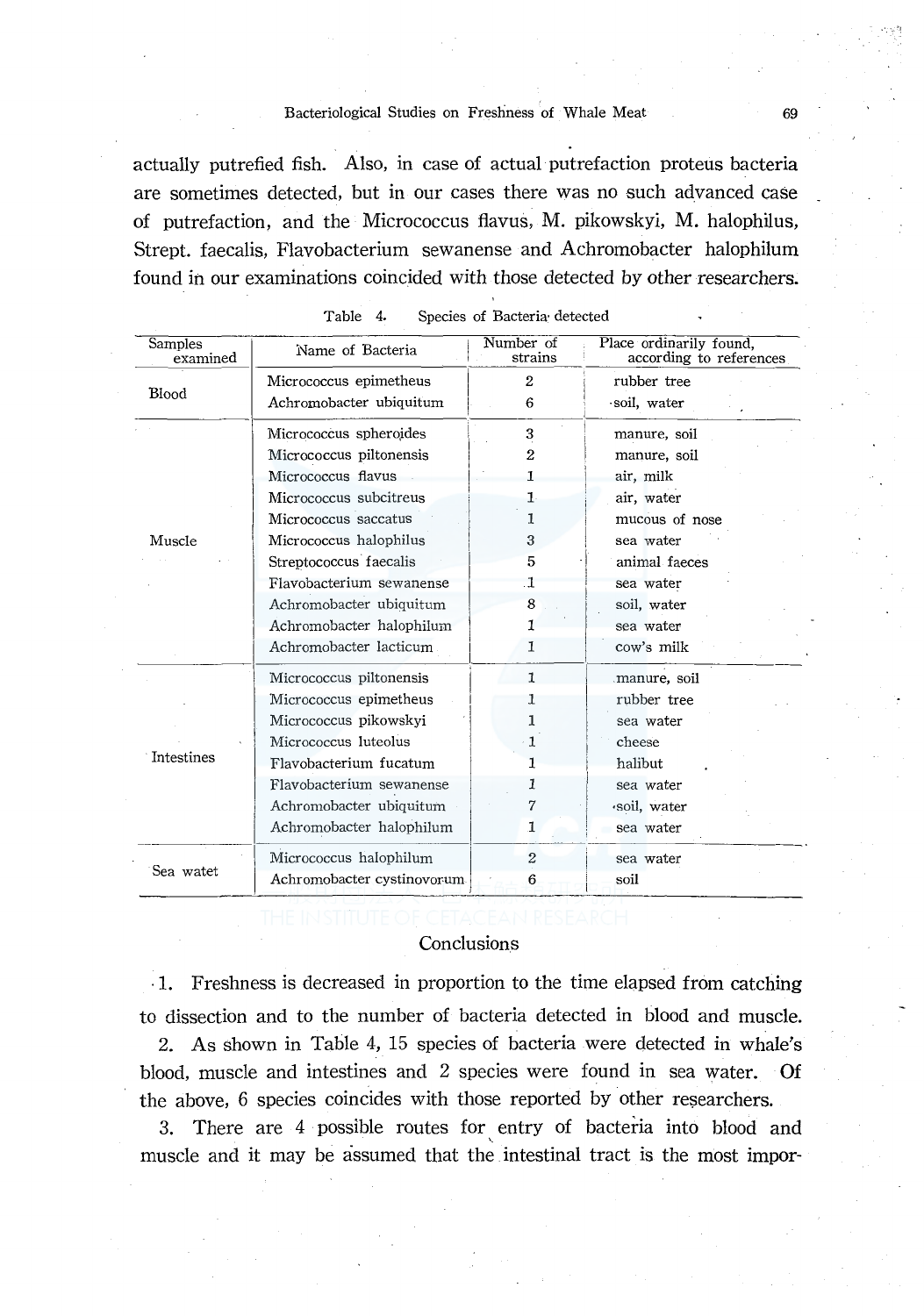actually putrefied fish. Also, in case of actual putrefaction proteus bacteria are sometimes detected, but in our cases there was no such advanced case of putrefaction, and the Micrococcus flavus, M. pikowskyi, M. halophilus, Strept. faecalis, Flavobacterium sewanense and Achromobacter halophilum found in our examinations coincided with those detected by other researchers.

Table 4. Species of Bacteria detected

| Samples examined | Name of Bacteria | Number of strains | Place ordinarily found, according to references |
|---|---|---|---|
| Blood | Micrococcus epimetheus | 2 | rubber tree |
| | Achromobacter ubiquitum | 6 | soil, water |
| Muscle | Micrococcus spheroides | 3 | manure, soil |
| | Micrococcus piltonensis | 2 | manure, soil |
| | Micrococcus flavus | 1 | air, milk |
| | Micrococcus subcitreus | 1 | air, water |
| | Micrococcus saccatus | 1 | mucous of nose |
| | Micrococcus halophilus | 3 | sea water |
| | Streptococcus faecalis | 5 | animal faeces |
| | Flavobacterium sewanense | 1 | sea water |
| | Achromobacter ubiquitum | 8 | soil, water |
| | Achromobacter halophilum | 1 | sea water |
| | Achromobacter lacticum | 1 | cow's milk |
| Intestines | Micrococcus piltonensis | 1 | manure, soil |
| | Micrococcus epimetheus | 1 | rubber tree |
| | Micrococcus pikowskyi | 1 | sea water |
| | Micrococcus luteolus | 1 | cheese |
| | Flavobacterium fucatum | 1 | halibut |
| | Flavobacterium sewanense | 1 | sea water |
| | Achromobacter ubiquitum | 7 | soil, water |
| | Achromobacter halophilum | 1 | sea water |
| Sea watet | Micrococcus halophilum | 2 | sea water |
| | Achromobacter cystinovorum | 6 | soil |

## Conclusions

1. Freshness is decreased in proportion to the time elapsed from catching to dissection and to the number of bacteria detected in blood and muscle.

2. As shown in Table 4, 15 species of bacteria were detected in whale's blood, muscle and intestines and 2 species were found in sea water. Of the above, 6 species coincides with those reported by other researchers.

3. There are 4 possible routes for entry of bacteria into blood and muscle and it may be assumed that the intestinal tract is the most impor-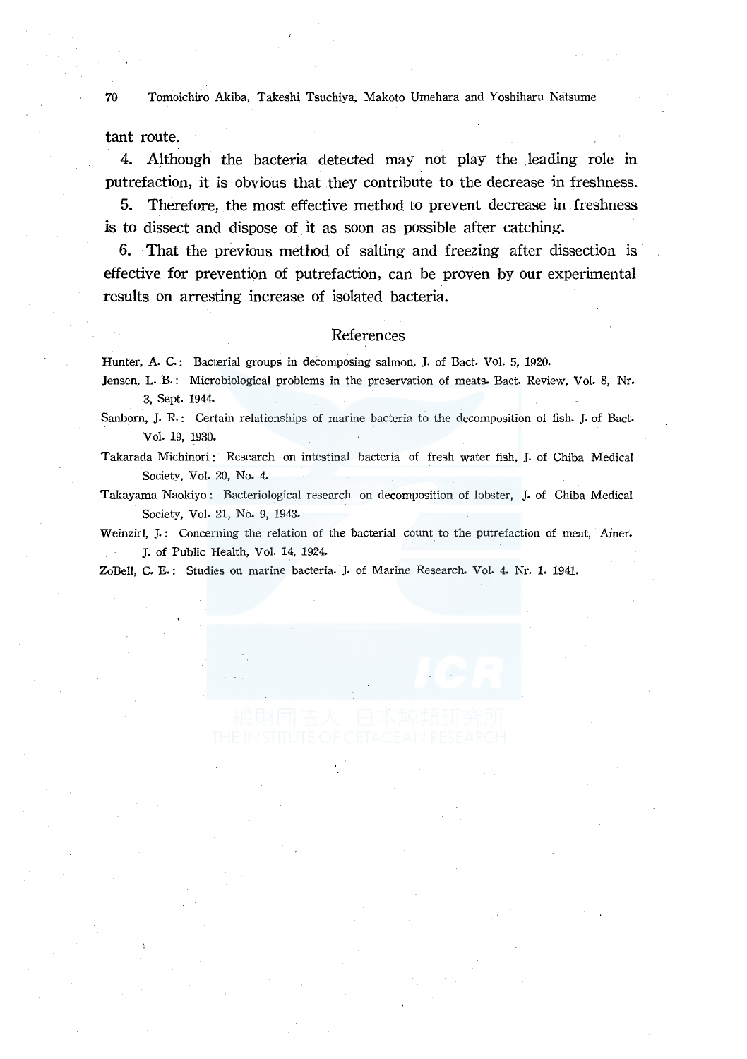tant route.

4. Although the bacteria detected may not play the leading role in putrefaction, it is obvious that they contribute to the decrease in freshness.

5. Therefore, the most effective method to prevent decrease in freshness is to dissect and dispose of it as soon as possible after catching.

6. That the previous method of salting and freezing after dissection is effective for prevention of putrefaction, can be proven by our experimental results on arresting increase of isolated bacteria.

## References

Hunter, A. C.: Bacterial groups in decomposing salmon, J. of Bact. Vol. 5, 1920.

Jensen, L. B.: Microbiological problems in the preservation of meats. Bact. Review, Vol. 8, Nr. 3, Sept. 1944.

Sanborn, J. R.: Certain relationships of marine bacteria to the decomposition of fish. J. of Bact. Vol. 19, 1930.

Takarada Michinori: Research on intestinal bacteria of fresh water fish, J. of Chiba Medical Society, Vol. 20, No. 4.

Takayama Naokiyo: Bacteriological research on decomposition of lobster, J. of Chiba Medical Society, Vol. 21, No. 9, 1943.

Weinzirl, J.: Concerning the relation of the bacterial count to the putrefaction of meat, Amer. J. of Public Health, Vol. 14, 1924.

ZoBell, C. E.: Studies on marine bacteria. J. of Marine Research. Vol. 4. Nr. 1. 1941.